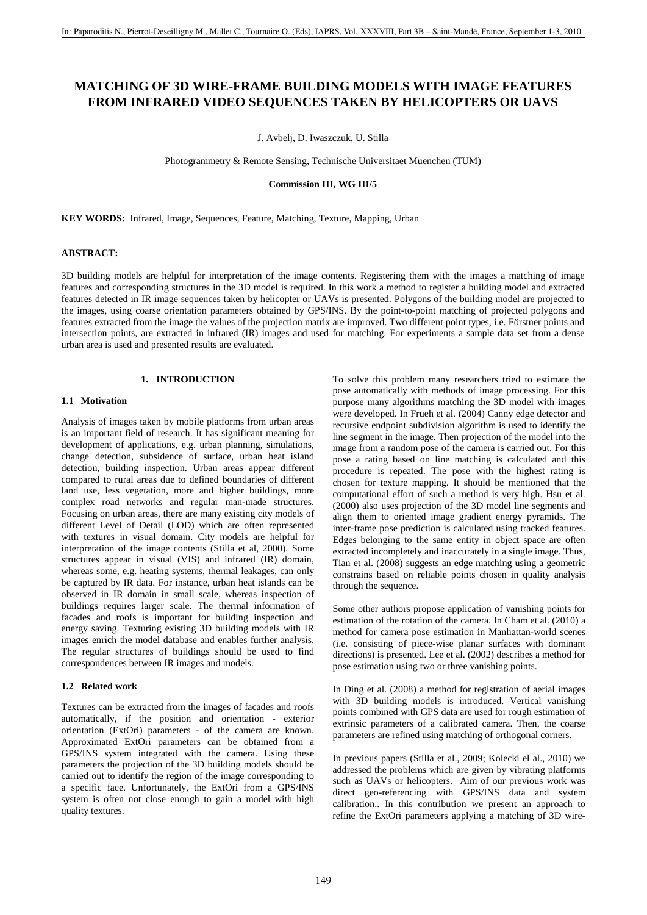# MATCHING OF 3D WIRE-FRAME BUILDING MODELS WITH IMAGE FEATURES FROM INFRARED VIDEO SEQUENCES TAKEN BY HELICOPTERS OR UAVS

J. Avbelj, D. Iwaszczuk, U. Stilla

Photogrammetry & Remote Sensing, Technische Universitaet Muenchen (TUM)

**Commission III, WG III/5**

**KEY WORDS:** Infrared, Image, Sequences, Feature, Matching, Texture, Mapping, Urban

**ABSTRACT:**

3D building models are helpful for interpretation of the image contents. Registering them with the images a matching of image features and corresponding structures in the 3D model is required. In this work a method to register a building model and extracted features detected in IR image sequences taken by helicopter or UAVs is presented. Polygons of the building model are projected to the images, using coarse orientation parameters obtained by GPS/INS. By the point-to-point matching of projected polygons and features extracted from the image the values of the projection matrix are improved. Two different point types, i.e. Förstner points and intersection points, are extracted in infrared (IR) images and used for matching. For experiments a sample data set from a dense urban area is used and presented results are evaluated.

## 1. INTRODUCTION

### 1.1 Motivation

Analysis of images taken by mobile platforms from urban areas is an important field of research. It has significant meaning for development of applications, e.g. urban planning, simulations, change detection, subsidence of surface, urban heat island detection, building inspection. Urban areas appear different compared to rural areas due to defined boundaries of different land use, less vegetation, more and higher buildings, more complex road networks and regular man-made structures. Focusing on urban areas, there are many existing city models of different Level of Detail (LOD) which are often represented with textures in visual domain. City models are helpful for interpretation of the image contents (Stilla et al, 2000). Some structures appear in visual (VIS) and infrared (IR) domain, whereas some, e.g. heating systems, thermal leakages, can only be captured by IR data. For instance, urban heat islands can be observed in IR domain in small scale, whereas inspection of buildings requires larger scale. The thermal information of facades and roofs is important for building inspection and energy saving. Texturing existing 3D building models with IR images enrich the model database and enables further analysis. The regular structures of buildings should be used to find correspondences between IR images and models.

### 1.2 Related work

Textures can be extracted from the images of facades and roofs automatically, if the position and orientation - exterior orientation (ExtOri) parameters - of the camera are known. Approximated ExtOri parameters can be obtained from a GPS/INS system integrated with the camera. Using these parameters the projection of the 3D building models should be carried out to identify the region of the image corresponding to a specific face. Unfortunately, the ExtOri from a GPS/INS system is often not close enough to gain a model with high quality textures.

To solve this problem many researchers tried to estimate the pose automatically with methods of image processing. For this purpose many algorithms matching the 3D model with images were developed. In Frueh et al. (2004) Canny edge detector and recursive endpoint subdivision algorithm is used to identify the line segment in the image. Then projection of the model into the image from a random pose of the camera is carried out. For this pose a rating based on line matching is calculated and this procedure is repeated. The pose with the highest rating is chosen for texture mapping. It should be mentioned that the computational effort of such a method is very high. Hsu et al. (2000) also uses projection of the 3D model line segments and align them to oriented image gradient energy pyramids. The inter-frame pose prediction is calculated using tracked features. Edges belonging to the same entity in object space are often extracted incompletely and inaccurately in a single image. Thus, Tian et al. (2008) suggests an edge matching using a geometric constrains based on reliable points chosen in quality analysis through the sequence.

Some other authors propose application of vanishing points for estimation of the rotation of the camera. In Cham et al. (2010) a method for camera pose estimation in Manhattan-world scenes (i.e. consisting of piece-wise planar surfaces with dominant directions) is presented. Lee et al. (2002) describes a method for pose estimation using two or three vanishing points.

In Ding et al. (2008) a method for registration of aerial images with 3D building models is introduced. Vertical vanishing points combined with GPS data are used for rough estimation of extrinsic parameters of a calibrated camera. Then, the coarse parameters are refined using matching of orthogonal corners.

In previous papers (Stilla et al., 2009; Kolecki el al., 2010) we addressed the problems which are given by vibrating platforms such as UAVs or helicopters. Aim of our previous work was direct geo-referencing with GPS/INS data and system calibration.. In this contribution we present an approach to refine the ExtOri parameters applying a matching of 3D wire-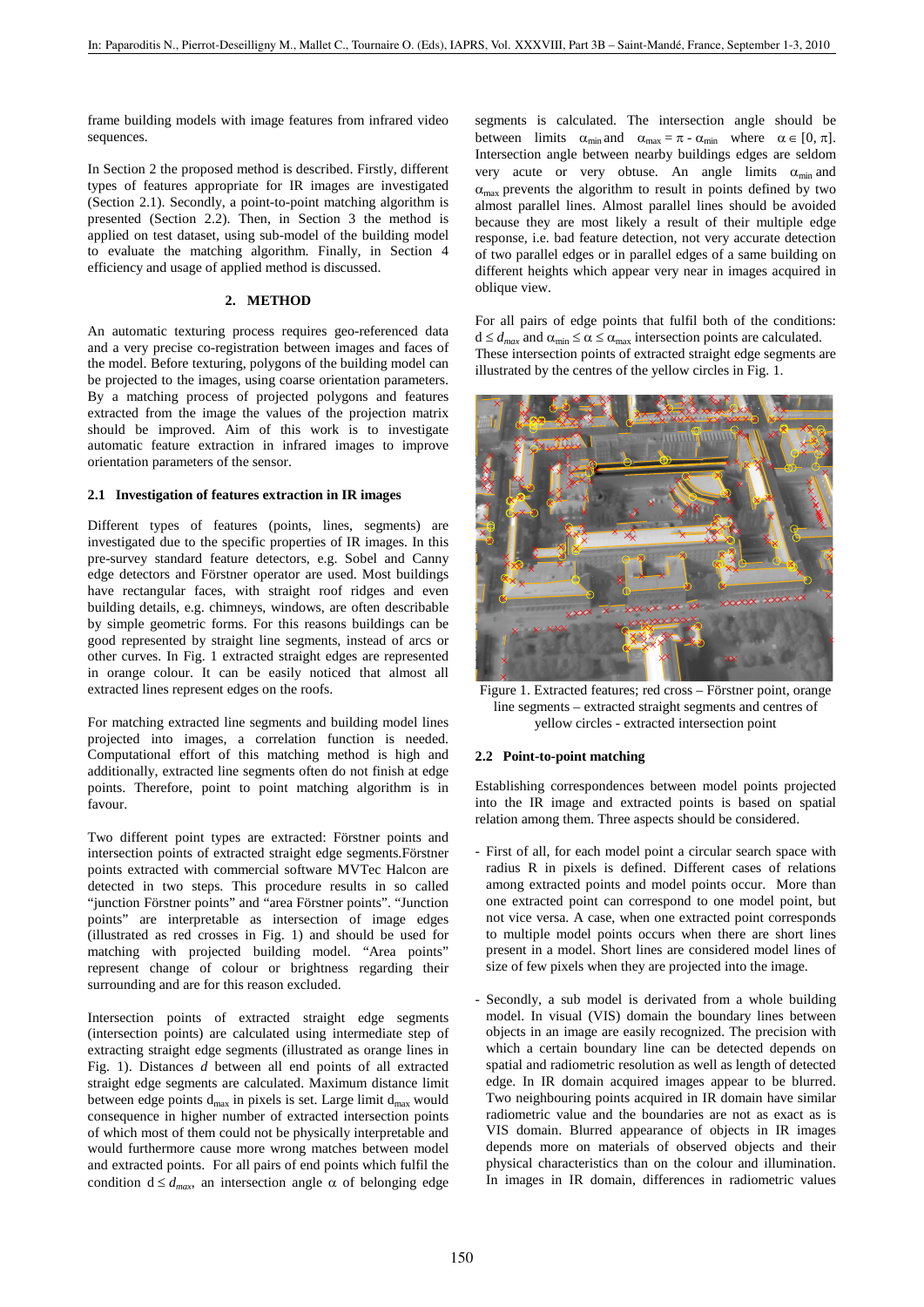frame building models with image features from infrared video sequences.

In Section 2 the proposed method is described. Firstly, different types of features appropriate for IR images are investigated (Section 2.1). Secondly, a point-to-point matching algorithm is presented (Section 2.2). Then, in Section 3 the method is applied on test dataset, using sub-model of the building model to evaluate the matching algorithm. Finally, in Section 4 efficiency and usage of applied method is discussed.

## 2. METHOD

An automatic texturing process requires geo-referenced data and a very precise co-registration between images and faces of the model. Before texturing, polygons of the building model can be projected to the images, using coarse orientation parameters. By a matching process of projected polygons and features extracted from the image the values of the projection matrix should be improved. Aim of this work is to investigate automatic feature extraction in infrared images to improve orientation parameters of the sensor.

### 2.1 Investigation of features extraction in IR images

Different types of features (points, lines, segments) are investigated due to the specific properties of IR images. In this pre-survey standard feature detectors, e.g. Sobel and Canny edge detectors and Förstner operator are used. Most buildings have rectangular faces, with straight roof ridges and even building details, e.g. chimneys, windows, are often describable by simple geometric forms. For this reasons buildings can be good represented by straight line segments, instead of arcs or other curves. In Fig. 1 extracted straight edges are represented in orange colour. It can be easily noticed that almost all extracted lines represent edges on the roofs.

For matching extracted line segments and building model lines projected into images, a correlation function is needed. Computational effort of this matching method is high and additionally, extracted line segments often do not finish at edge points. Therefore, point to point matching algorithm is in favour.

Two different point types are extracted: Förstner points and intersection points of extracted straight edge segments.Förstner points extracted with commercial software MVTec Halcon are detected in two steps. This procedure results in so called "junction Förstner points" and "area Förstner points". "Junction points" are interpretable as intersection of image edges (illustrated as red crosses in Fig. 1) and should be used for matching with projected building model. "Area points" represent change of colour or brightness regarding their surrounding and are for this reason excluded.

Intersection points of extracted straight edge segments (intersection points) are calculated using intermediate step of extracting straight edge segments (illustrated as orange lines in Fig. 1). Distances *d* between all end points of all extracted straight edge segments are calculated. Maximum distance limit between edge points $d_{max}$ in pixels is set. Large limit $d_{max}$ would consequence in higher number of extracted intersection points of which most of them could not be physically interpretable and would furthermore cause more wrong matches between model and extracted points. For all pairs of end points which fulfil the condition $d \leq d_{max}$, an intersection angle $\alpha$ of belonging edge segments is calculated. The intersection angle should be between limits $\alpha_{min}$ and $\alpha_{max} = \pi - \alpha_{min}$ where $\alpha \in [0, \pi]$. Intersection angle between nearby buildings edges are seldom very acute or very obtuse. An angle limits $\alpha_{min}$ and $\alpha_{max}$ prevents the algorithm to result in points defined by two almost parallel lines. Almost parallel lines should be avoided because they are most likely a result of their multiple edge response, i.e. bad feature detection, not very accurate detection of two parallel edges or in parallel edges of a same building on different heights which appear very near in images acquired in oblique view.

For all pairs of edge points that fulfil both of the conditions: $d \leq d_{max}$ and $\alpha_{min} \leq \alpha \leq \alpha_{max}$ intersection points are calculated. These intersection points of extracted straight edge segments are illustrated by the centres of the yellow circles in Fig. 1.

Figure 1. Extracted features; red cross – Förstner point, orange line segments – extracted straight segments and centres of yellow circles - extracted intersection point

### 2.2 Point-to-point matching

Establishing correspondences between model points projected into the IR image and extracted points is based on spatial relation among them. Three aspects should be considered.

- First of all, for each model point a circular search space with radius R in pixels is defined. Different cases of relations among extracted points and model points occur. More than one extracted point can correspond to one model point, but not vice versa. A case, when one extracted point corresponds to multiple model points occurs when there are short lines present in a model. Short lines are considered model lines of size of few pixels when they are projected into the image.

- Secondly, a sub model is derivated from a whole building model. In visual (VIS) domain the boundary lines between objects in an image are easily recognized. The precision with which a certain boundary line can be detected depends on spatial and radiometric resolution as well as length of detected edge. In IR domain acquired images appear to be blurred. Two neighbouring points acquired in IR domain have similar radiometric value and the boundaries are not as exact as is VIS domain. Blurred appearance of objects in IR images depends more on materials of observed objects and their physical characteristics than on the colour and illumination. In images in IR domain, differences in radiometric values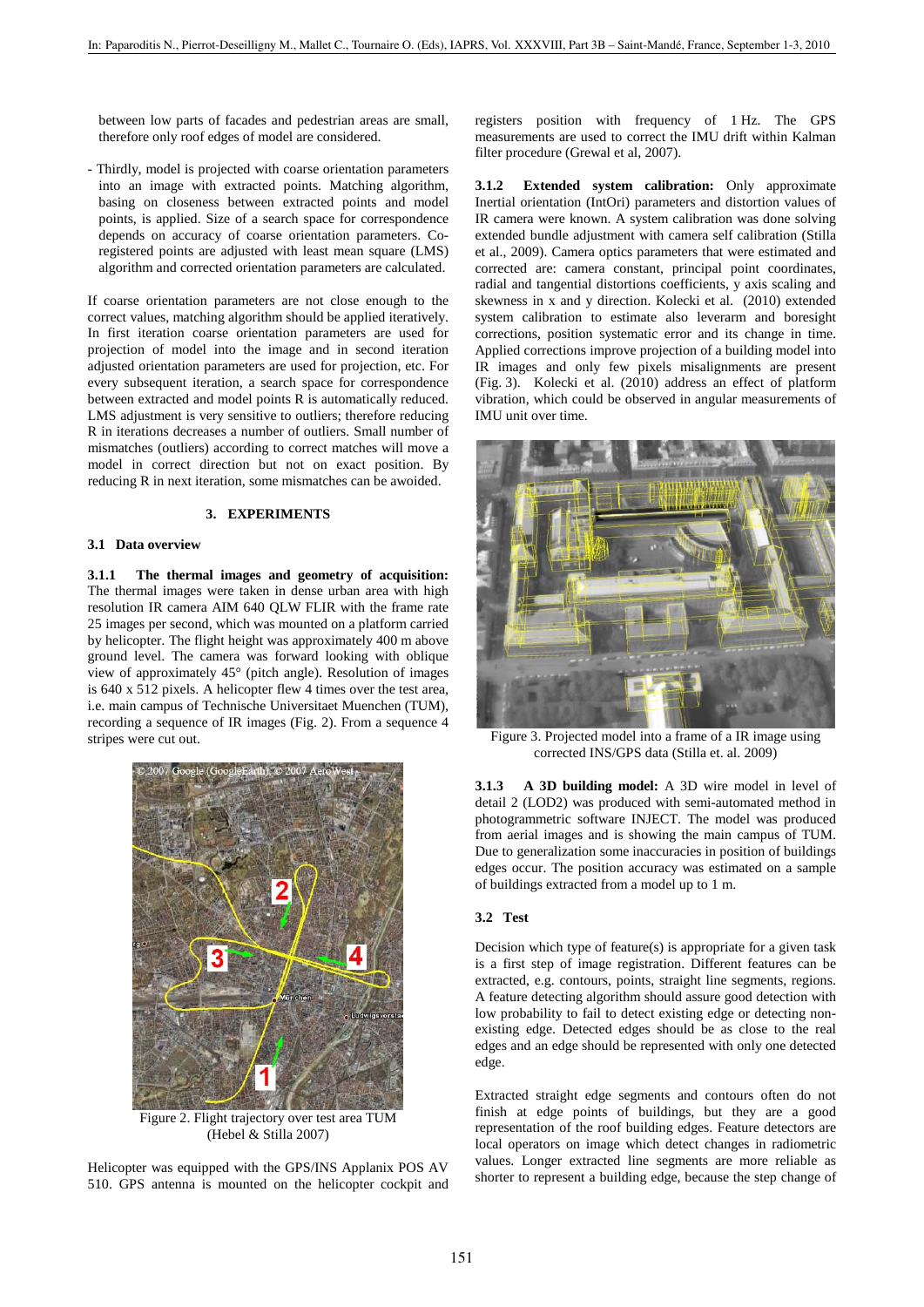between low parts of facades and pedestrian areas are small, therefore only roof edges of model are considered.

- Thirdly, model is projected with coarse orientation parameters into an image with extracted points. Matching algorithm, basing on closeness between extracted points and model points, is applied. Size of a search space for correspondence depends on accuracy of coarse orientation parameters. Co-registered points are adjusted with least mean square (LMS) algorithm and corrected orientation parameters are calculated.

If coarse orientation parameters are not close enough to the correct values, matching algorithm should be applied iteratively. In first iteration coarse orientation parameters are used for projection of model into the image and in second iteration adjusted orientation parameters are used for projection, etc. For every subsequent iteration, a search space for correspondence between extracted and model points R is automatically reduced. LMS adjustment is very sensitive to outliers; therefore reducing R in iterations decreases a number of outliers. Small number of mismatches (outliers) according to correct matches will move a model in correct direction but not on exact position. By reducing R in next iteration, some mismatches can be awoided.

## 3. EXPERIMENTS

### 3.1 Data overview

**3.1.1 The thermal images and geometry of acquisition:** The thermal images were taken in dense urban area with high resolution IR camera AIM 640 QLW FLIR with the frame rate 25 images per second, which was mounted on a platform carried by helicopter. The flight height was approximately 400 m above ground level. The camera was forward looking with oblique view of approximately 45° (pitch angle). Resolution of images is 640 x 512 pixels. A helicopter flew 4 times over the test area, i.e. main campus of Technische Universitaet Muenchen (TUM), recording a sequence of IR images (Fig. 2). From a sequence 4 stripes were cut out.

Figure 2. Flight trajectory over test area TUM (Hebel & Stilla 2007)

Helicopter was equipped with the GPS/INS Applanix POS AV 510. GPS antenna is mounted on the helicopter cockpit and registers position with frequency of 1 Hz. The GPS measurements are used to correct the IMU drift within Kalman filter procedure (Grewal et al, 2007).

**3.1.2 Extended system calibration:** Only approximate Inertial orientation (IntOri) parameters and distortion values of IR camera were known. A system calibration was done solving extended bundle adjustment with camera self calibration (Stilla et al., 2009). Camera optics parameters that were estimated and corrected are: camera constant, principal point coordinates, radial and tangential distortions coefficients, y axis scaling and skewness in x and y direction. Kolecki et al. (2010) extended system calibration to estimate also leverarm and boresight corrections, position systematic error and its change in time. Applied corrections improve projection of a building model into IR images and only few pixels misalignments are present (Fig. 3). Kolecki et al. (2010) address an effect of platform vibration, which could be observed in angular measurements of IMU unit over time.

Figure 3. Projected model into a frame of a IR image using corrected INS/GPS data (Stilla et. al. 2009)

**3.1.3 A 3D building model:** A 3D wire model in level of detail 2 (LOD2) was produced with semi-automated method in photogrammetric software INJECT. The model was produced from aerial images and is showing the main campus of TUM. Due to generalization some inaccuracies in position of buildings edges occur. The position accuracy was estimated on a sample of buildings extracted from a model up to 1 m.

### 3.2 Test

Decision which type of feature(s) is appropriate for a given task is a first step of image registration. Different features can be extracted, e.g. contours, points, straight line segments, regions. A feature detecting algorithm should assure good detection with low probability to fail to detect existing edge or detecting non-existing edge. Detected edges should be as close to the real edges and an edge should be represented with only one detected edge.

Extracted straight edge segments and contours often do not finish at edge points of buildings, but they are a good representation of the roof building edges. Feature detectors are local operators on image which detect changes in radiometric values. Longer extracted line segments are more reliable as shorter to represent a building edge, because the step change of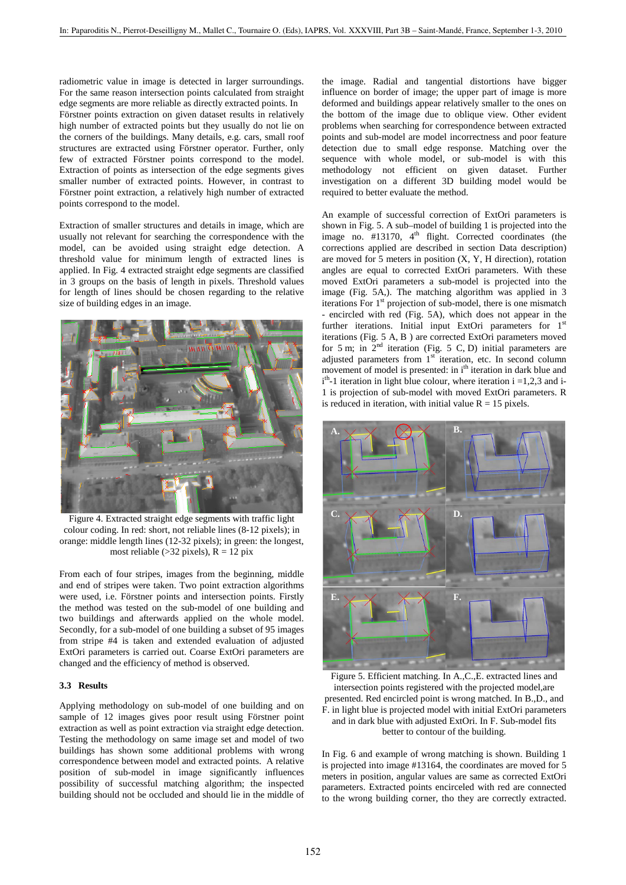radiometric value in image is detected in larger surroundings. For the same reason intersection points calculated from straight edge segments are more reliable as directly extracted points. In Förstner points extraction on given dataset results in relatively high number of extracted points but they usually do not lie on the corners of the buildings. Many details, e.g. cars, small roof structures are extracted using Förstner operator. Further, only few of extracted Förstner points correspond to the model. Extraction of points as intersection of the edge segments gives smaller number of extracted points. However, in contrast to Förstner point extraction, a relatively high number of extracted points correspond to the model.

Extraction of smaller structures and details in image, which are usually not relevant for searching the correspondence with the model, can be avoided using straight edge detection. A threshold value for minimum length of extracted lines is applied. In Fig. 4 extracted straight edge segments are classified in 3 groups on the basis of length in pixels. Threshold values for length of lines should be chosen regarding to the relative size of building edges in an image.

Figure 4. Extracted straight edge segments with traffic light colour coding. In red: short, not reliable lines (8-12 pixels); in orange: middle length lines (12-32 pixels); in green: the longest, most reliable (>32 pixels), R = 12 pix

From each of four stripes, images from the beginning, middle and end of stripes were taken. Two point extraction algorithms were used, i.e. Förstner points and intersection points. Firstly the method was tested on the sub-model of one building and two buildings and afterwards applied on the whole model. Secondly, for a sub-model of one building a subset of 95 images from stripe #4 is taken and extended evaluation of adjusted ExtOri parameters is carried out. Coarse ExtOri parameters are changed and the efficiency of method is observed.

### 3.3 Results

Applying methodology on sub-model of one building and on sample of 12 images gives poor result using Förstner point extraction as well as point extraction via straight edge detection. Testing the methodology on same image set and model of two buildings has shown some additional problems with wrong correspondence between model and extracted points. A relative position of sub-model in image significantly influences possibility of successful matching algorithm; the inspected building should not be occluded and should lie in the middle of the image. Radial and tangential distortions have bigger influence on border of image; the upper part of image is more deformed and buildings appear relatively smaller to the ones on the bottom of the image due to oblique view. Other evident problems when searching for correspondence between extracted points and sub-model are model incorrectness and poor feature detection due to small edge response. Matching over the sequence with whole model, or sub-model is with this methodology not efficient on given dataset. Further investigation on a different 3D building model would be required to better evaluate the method.

An example of successful correction of ExtOri parameters is shown in Fig. 5. A sub–model of building 1 is projected into the image no. #13170, 4th flight. Corrected coordinates (the corrections applied are described in section Data description) are moved for 5 meters in position (X, Y, H direction), rotation angles are equal to corrected ExtOri parameters. With these moved ExtOri parameters a sub-model is projected into the image (Fig. 5A,). The matching algorithm was applied in 3 iterations For 1st projection of sub-model, there is one mismatch - encircled with red (Fig. 5A), which does not appear in the further iterations. Initial input ExtOri parameters for 1st iterations (Fig. 5 A, B ) are corrected ExtOri parameters moved for 5 m; in 2nd iteration (Fig. 5 C, D) initial parameters are adjusted parameters from 1st iteration, etc. In second column movement of model is presented: in ith iteration in dark blue and ith-1 iteration in light blue colour, where iteration i =1,2,3 and i-1 is projection of sub-model with moved ExtOri parameters. R is reduced in iteration, with initial value R = 15 pixels.

Figure 5. Efficient matching. In A.,C.,E. extracted lines and intersection points registered with the projected model,are presented. Red encircled point is wrong matched. In B.,D., and F. in light blue is projected model with initial ExtOri parameters and in dark blue with adjusted ExtOri. In F. Sub-model fits better to contour of the building.

In Fig. 6 and example of wrong matching is shown. Building 1 is projected into image #13164, the coordinates are moved for 5 meters in position, angular values are same as corrected ExtOri parameters. Extracted points encirceled with red are connected to the wrong building corner, tho they are correctly extracted.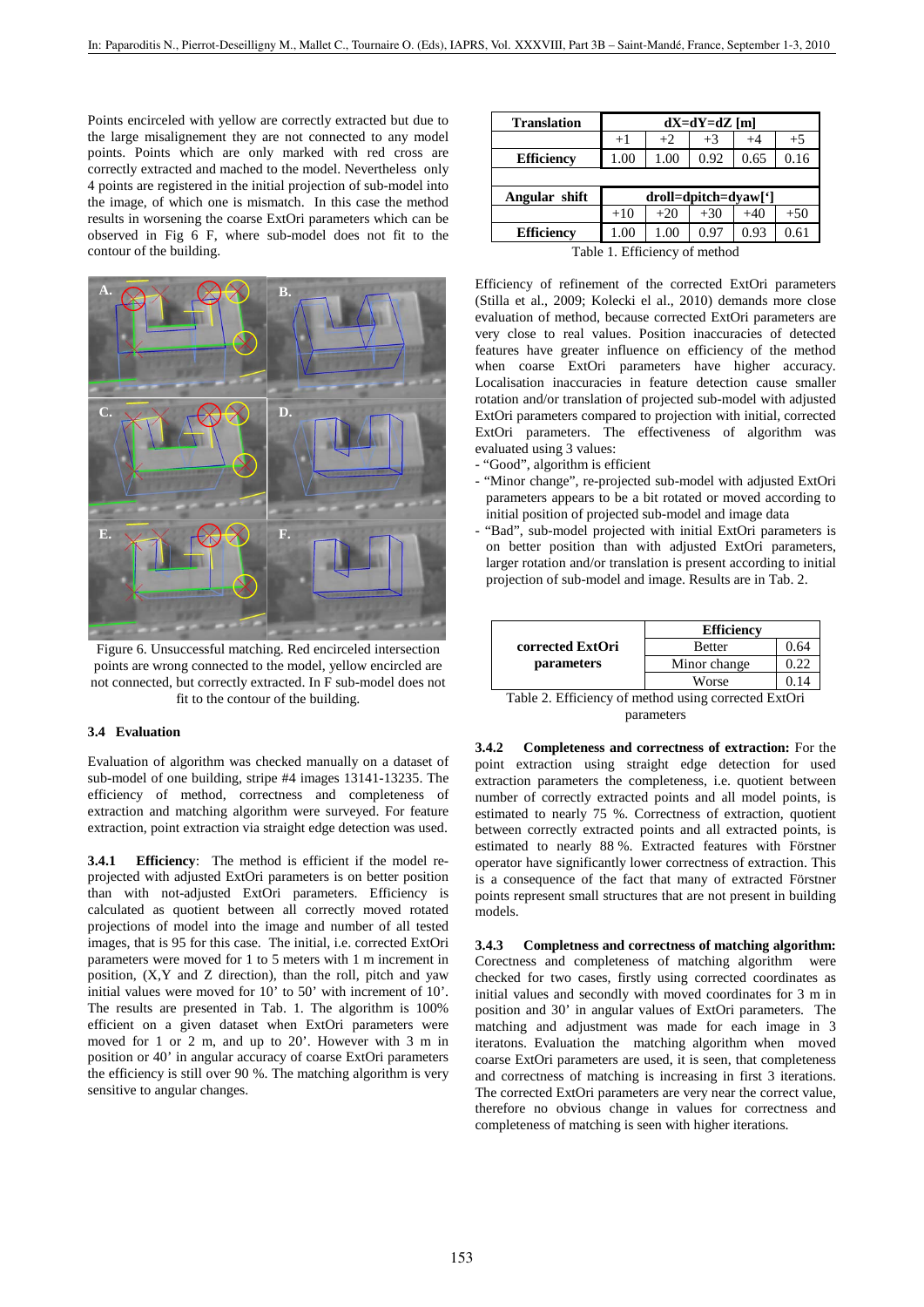Points encireceled with yellow are correctly extracted but due to the large misalignement they are not connected to any model points. Points which are only marked with red cross are correctly extracted and mached to the model. Nevertheless only 4 points are registered in the initial projection of sub-model into the image, of which one is mismatch. In this case the method results in worsening the coarse ExtOri parameters which can be observed in Fig 6 F, where sub-model does not fit to the contour of the building.

Figure 6. Unsuccessful matching. Red encirceled intersection points are wrong connected to the model, yellow encircled are not connected, but correctly extracted. In F sub-model does not fit to the contour of the building.

### 3.4 Evaluation

Evaluation of algorithm was checked manually on a dataset of sub-model of one building, stripe #4 images 13141-13235. The efficiency of method, correctness and completeness of extraction and matching algorithm were surveyed. For feature extraction, point extraction via straight edge detection was used.

**3.4.1 Efficiency**: The method is efficient if the model re-projected with adjusted ExtOri parameters is on better position than with not-adjusted ExtOri parameters. Efficiency is calculated as quotient between all correctly moved rotated projections of model into the image and number of all tested images, that is 95 for this case. The initial, i.e. corrected ExtOri parameters were moved from 1 to 5 meters with 1 m increment in position, (X,Y and Z direction), than the roll, pitch and yaw initial values were moved for 10' to 50' with increment of 10'. The results are presented in Tab. 1. The algorithm is 100% efficient on a given dataset when ExtOri parameters were moved for 1 or 2 m, and up to 20'. However with 3 m in position or 40' in angular accuracy of coarse ExtOri parameters the efficiency is still over 90 %. The matching algorithm is very sensitive to angular changes.

| Translation | dX=dY=dZ [m] | | | | |
|---|---|---|---|---|---|
| | +1 | +2 | +3 | +4 | +5 |
| **Efficiency** | 1.00 | 1.00 | 0.92 | 0.65 | 0.16 |
| | | | | | |
| **Angular shift** | droll=dpitch=dyaw['] | | | | |
| | +10 | +20 | +30 | +40 | +50 |
| **Efficiency** | 1.00 | 1.00 | 0.97 | 0.93 | 0.61 |

Table 1. Efficiency of method

Efficiency of refinement of the corrected ExtOri parameters (Stilla et al., 2009; Kolecki el al., 2010) demands more close evaluation of method, because corrected ExtOri parameters are very close to real values. Position inaccuracies of detected features have greater influence on efficiency of the method when coarse ExtOri parameters have higher accuracy. Localisation inaccuracies in feature detection cause smaller rotation and/or translation of projected sub-model with adjusted ExtOri parameters compared to projection with initial, corrected ExtOri parameters. The effectiveness of algorithm was evaluated using 3 values:

- "Good", algorithm is efficient
- "Minor change", re-projected sub-model with adjusted ExtOri parameters appears to be a bit rotated or moved according to initial position of projected sub-model and image data
- "Bad", sub-model projected with initial ExtOri parameters is on better position than with adjusted ExtOri parameters, larger rotation and/or translation is present according to initial projection of sub-model and image. Results are in Tab. 2.

| | Efficiency | |
|---|---|---|
| **corrected ExtOri parameters** | Better | 0.64 |
| | Minor change | 0.22 |
| | Worse | 0.14 |

Table 2. Efficiency of method using corrected ExtOri parameters

**3.4.2 Completeness and correctness of extraction:** For the point extraction using straight edge detection for used extraction parameters the completeness, i.e. quotient between number of correctly extracted points and all model points, is estimated to nearly 75 %. Correctness of extraction, quotient between correctly extracted points and all extracted points, is estimated to nearly 88 %. Extracted features with Förstner operator have significantly lower correctness of extraction. This is a consequence of the fact that many of extracted Förstner points represent small structures that are not present in building models.

**3.4.3 Completness and correctness of matching algorithm:** Corectness and completeness of matching algorithm were checked for two cases, firstly using corrected coordinates as initial values and secondly with moved coordinates for 3 m in position and 30' in angular values of ExtOri parameters. The matching and adjustment was made for each image in 3 iteratons. Evaluation the matching algorithm when moved coarse ExtOri parameters are used, it is seen, that completeness and correctness of matching is increasing in first 3 iterations. The corrected ExtOri parameters are very near the correct value, therefore no obvious change in values for correctness and completeness of matching is seen with higher iterations.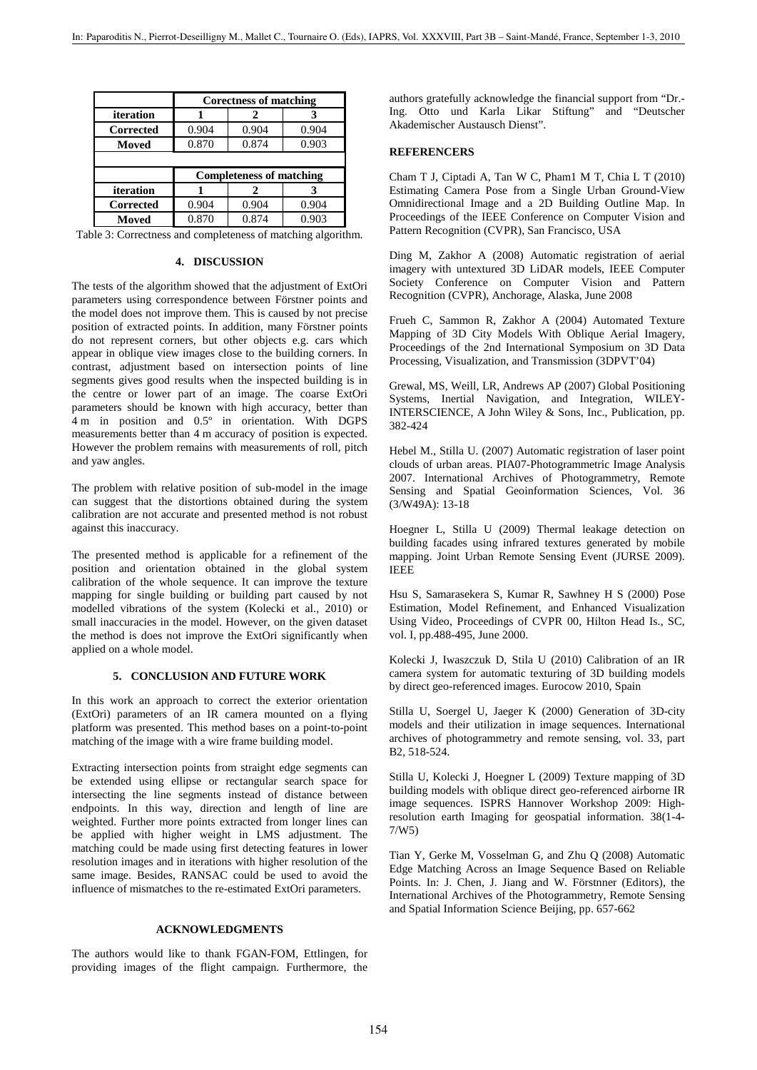| | Corectness of matching | | |
|---|---|---|---|
| iteration | 1 | 2 | 3 |
| Corrected | 0.904 | 0.904 | 0.904 |
| Moved | 0.870 | 0.874 | 0.903 |

| | Completeness of matching | | |
|---|---|---|---|
| iteration | 1 | 2 | 3 |
| Corrected | 0.904 | 0.904 | 0.904 |
| Moved | 0.870 | 0.874 | 0.903 |

Table 3: Correctness and completeness of matching algorithm.

## 4. DISCUSSION

The tests of the algorithm showed that the adjustment of ExtOri parameters using correspondence between Förstner points and the model does not improve them. This is caused by not precise position of extracted points. In addition, many Förstner points do not represent corners, but other objects e.g. cars which appear in oblique view images close to the building corners. In contrast, adjustment based on intersection points of line segments gives good results when the inspected building is in the centre or lower part of an image. The coarse ExtOri parameters should be known with high accuracy, better than 4 m in position and 0.5º in orientation. With DGPS measurements better than 4 m accuracy of position is expected. However the problem remains with measurements of roll, pitch and yaw angles.

The problem with relative position of sub-model in the image can suggest that the distortions obtained during the system calibration are not accurate and presented method is not robust against this inaccuracy.

The presented method is applicable for a refinement of the position and orientation obtained in the global system calibration of the whole sequence. It can improve the texture mapping for single building or building part caused by not modelled vibrations of the system (Kolecki et al., 2010) or small inaccuracies in the model. However, on the given dataset the method is does not improve the ExtOri significantly when applied on a whole model.

## 5. CONCLUSION AND FUTURE WORK

In this work an approach to correct the exterior orientation (ExtOri) parameters of an IR camera mounted on a flying platform was presented. This method bases on a point-to-point matching of the image with a wire frame building model.

Extracting intersection points from straight edge segments can be extended using ellipse or rectangular search space for intersecting the line segments instead of distance between endpoints. In this way, direction and length of line are weighted. Further more points extracted from longer lines can be applied with higher weight in LMS adjustment. The matching could be made using first detecting features in lower resolution images and in iterations with higher resolution of the same image. Besides, RANSAC could be used to avoid the influence of mismatches to the re-estimated ExtOri parameters.

## ACKNOWLEDGMENTS

The authors would like to thank FGAN-FOM, Ettlingen, for providing images of the flight campaign. Furthermore, the authors gratefully acknowledge the financial support from "Dr.-Ing. Otto und Karla Likar Stiftung" and "Deutscher Akademischer Austausch Dienst".

## REFERENCERS

Cham T J, Ciptadi A, Tan W C, Pham1 M T, Chia L T (2010) Estimating Camera Pose from a Single Urban Ground-View Omnidirectional Image and a 2D Building Outline Map. In Proceedings of the IEEE Conference on Computer Vision and Pattern Recognition (CVPR), San Francisco, USA

Ding M, Zakhor A (2008) Automatic registration of aerial imagery with untextured 3D LiDAR models, IEEE Computer Society Conference on Computer Vision and Pattern Recognition (CVPR), Anchorage, Alaska, June 2008

Frueh C, Sammon R, Zakhor A (2004) Automated Texture Mapping of 3D City Models With Oblique Aerial Imagery, Proceedings of the 2nd International Symposium on 3D Data Processing, Visualization, and Transmission (3DPVT'04)

Grewal, MS, Weill, LR, Andrews AP (2007) Global Positioning Systems, Inertial Navigation, and Integration, WILEY-INTERSCIENCE, A John Wiley & Sons, Inc., Publication, pp. 382-424

Hebel M., Stilla U. (2007) Automatic registration of laser point clouds of urban areas. PIA07-Photogrammetric Image Analysis 2007. International Archives of Photogrammetry, Remote Sensing and Spatial Geoinformation Sciences, Vol. 36 (3/W49A): 13-18

Hoegner L, Stilla U (2009) Thermal leakage detection on building facades using infrared textures generated by mobile mapping. Joint Urban Remote Sensing Event (JURSE 2009). IEEE

Hsu S, Samarasekera S, Kumar R, Sawhney H S (2000) Pose Estimation, Model Refinement, and Enhanced Visualization Using Video, Proceedings of CVPR 00, Hilton Head Is., SC, vol. I, pp.488-495, June 2000.

Kolecki J, Iwaszczuk D, Stila U (2010) Calibration of an IR camera system for automatic texturing of 3D building models by direct geo-referenced images. Eurocow 2010, Spain

Stilla U, Soergel U, Jaeger K (2000) Generation of 3D-city models and their utilization in image sequences. International archives of photogrammetry and remote sensing, vol. 33, part B2, 518-524.

Stilla U, Kolecki J, Hoegner L (2009) Texture mapping of 3D building models with oblique direct geo-referenced airborne IR image sequences. ISPRS Hannover Workshop 2009: High-resolution earth Imaging for geospatial information. 38(1-4-7/W5)

Tian Y, Gerke M, Vosselman G, and Zhu Q (2008) Automatic Edge Matching Across an Image Sequence Based on Reliable Points. In: J. Chen, J. Jiang and W. Förstnner (Editors), the International Archives of the Photogrammetry, Remote Sensing and Spatial Information Science Beijing, pp. 657-662